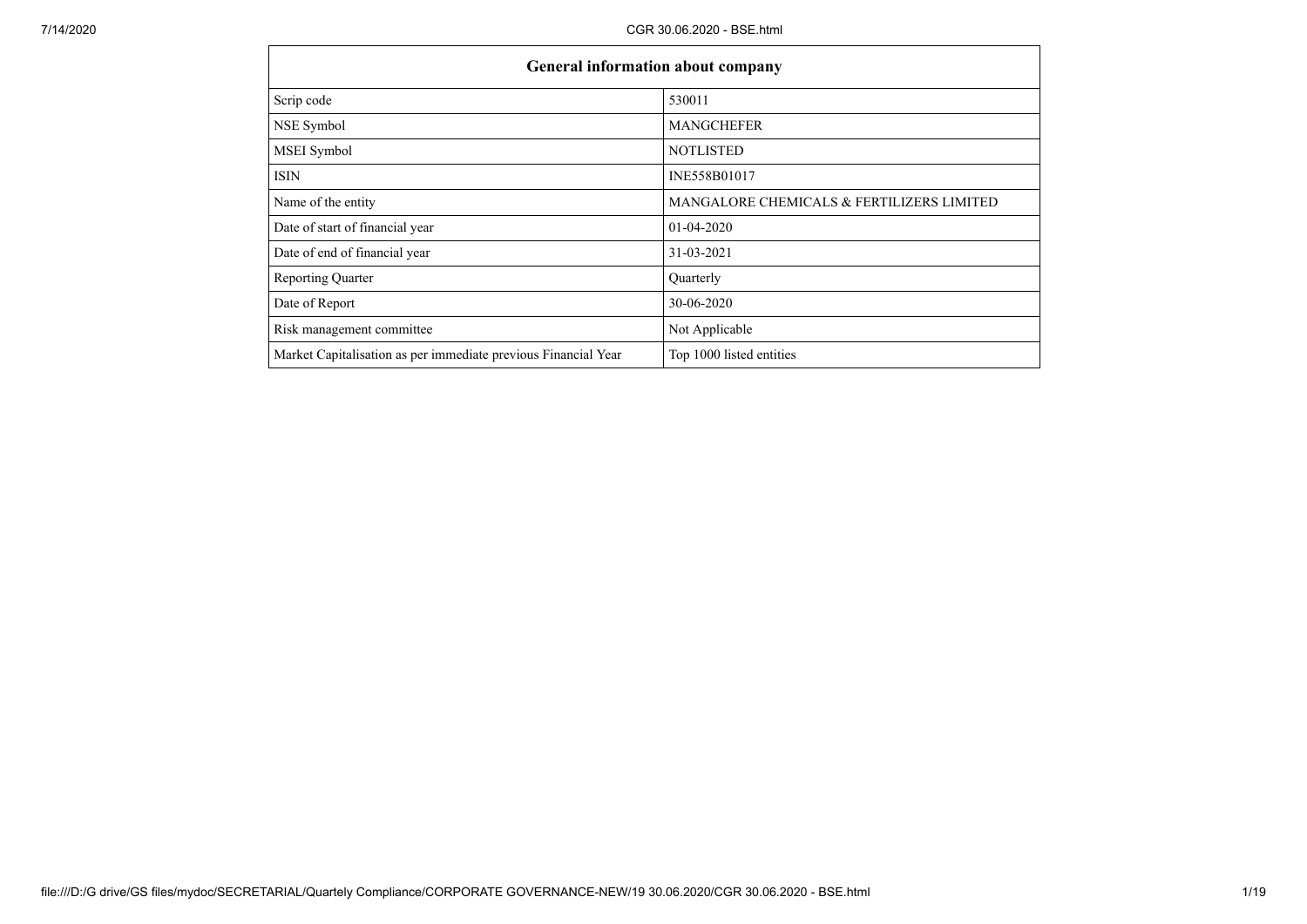| General information about company | |
|---|---|
| Scrip code | 530011 |
| NSE Symbol | MANGCHEFER |
| MSEI Symbol | NOTLISTED |
| ISIN | INE558B01017 |
| Name of the entity | MANGALORE CHEMICALS & FERTILIZERS LIMITED |
| Date of start of financial year | 01-04-2020 |
| Date of end of financial year | 31-03-2021 |
| Reporting Quarter | Quarterly |
| Date of Report | 30-06-2020 |
| Risk management committee | Not Applicable |
| Market Capitalisation as per immediate previous Financial Year | Top 1000 listed entities |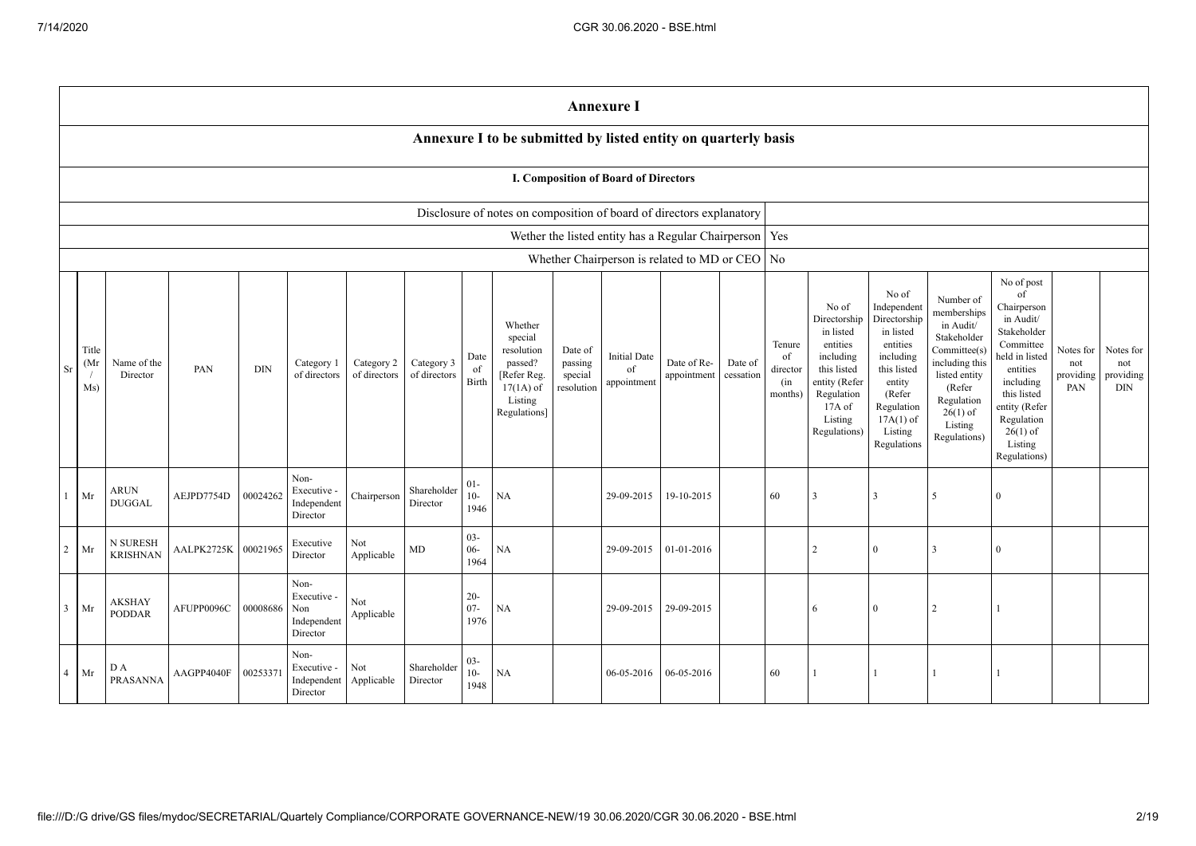## Annexure I

### Annexure I to be submitted by listed entity on quarterly basis

#### I. Composition of Board of Directors

| | |
|---|---|
| Disclosure of notes on composition of board of directors explanatory | |
| Wether the listed entity has a Regular Chairperson | Yes |
| Whether Chairperson is related to MD or CEO | No |

| Sr | Title (Mr / Ms) | Name of the Director | PAN | DIN | Category 1 of directors | Category 2 of directors | Category 3 of directors | Date of Birth | Whether special resolution passed? [Refer Reg. 17(1A) of Listing Regulations] | Date of passing special resolution | Initial Date of appointment | Date of Re-appointment | Date of cessation | Tenure of director (in months) | No of Directorship in listed entities including this listed entity (Refer Regulation 17A of Listing Regulations) | No of Independent Directorship in listed entities including this listed entity (Refer Regulation 17A(1) of Listing Regulations | Number of memberships in Audit/ Stakeholder Committee(s) including this listed entity (Refer Regulation 26(1) of Listing Regulations) | No of post of Chairperson in Audit/ Stakeholder Committee held in listed entities including this listed entity (Refer Regulation 26(1) of Listing Regulations) | Notes for not providing PAN | Notes for not providing DIN |
|---|---|---|---|---|---|---|---|---|---|---|---|---|---|---|---|---|---|---|---|---|
| 1 | Mr | ARUN DUGGAL | AEJPD7754D | 00024262 | Non-Executive - Independent Director | Chairperson | Shareholder Director | 01-10-1946 | NA | | 29-09-2015 | 19-10-2015 | | 60 | 3 | 3 | 5 | 0 | | |
| 2 | Mr | N SURESH KRISHNAN | AALPK2725K | 00021965 | Executive Director | Not Applicable | MD | 03-06-1964 | NA | | 29-09-2015 | 01-01-2016 | | | 2 | 0 | 3 | 0 | | |
| 3 | Mr | AKSHAY PODDAR | AFUPP0096C | 00008686 | Non-Executive - Non Independent Director | Not Applicable | | 20-07-1976 | NA | | 29-09-2015 | 29-09-2015 | | | 6 | 0 | 2 | 1 | | |
| 4 | Mr | D A PRASANNA | AAGPP4040F | 00253371 | Non-Executive - Independent Director | Not Applicable | Shareholder Director | 03-10-1948 | NA | | 06-05-2016 | 06-05-2016 | | 60 | 1 | 1 | 1 | 1 | | |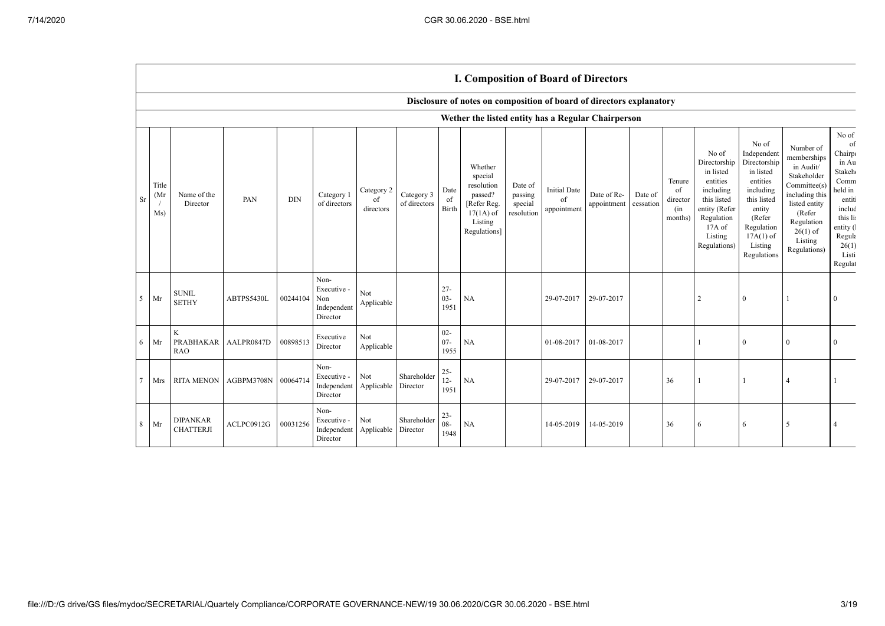## I. Composition of Board of Directors

### Disclosure of notes on composition of board of directors explanatory

### Wether the listed entity has a Regular Chairperson

| Sr | Title (Mr / Ms) | Name of the Director | PAN | DIN | Category 1 of directors | Category 2 of directors | Category 3 of directors | Date of Birth | Whether special resolution passed? [Refer Reg. 17(1A) of Listing Regulations] | Date of passing special resolution | Initial Date of appointment | Date of Re-appointment | Date of cessation | Tenure of director (in months) | No of Directorship in listed entities including this listed entity (Refer Regulation 17A of Listing Regulations) | No of Independent Directorship in listed entities including this listed entity (Refer Regulation 17A(1) of Listing Regulations | Number of memberships in Audit/ Stakeholder Committee(s) including this listed entity (Refer Regulation 26(1) of Listing Regulations) | No of of Chairp in Au Stakeh Comm held in entiti includ this lis entity ( Regula 26(1) Listi Regulat |
|---|---|---|---|---|---|---|---|---|---|---|---|---|---|---|---|---|---|---|
| 5 | Mr | SUNIL SETHY | ABTPS5430L | 00244104 | Non-Executive - Non Independent Director | Not Applicable | | 27-03-1951 | NA | | 29-07-2017 | 29-07-2017 | | | 2 | 0 | 1 | 0 |
| 6 | Mr | K PRABHAKAR RAO | AALPR0847D | 00898513 | Executive Director | Not Applicable | | 02-07-1955 | NA | | 01-08-2017 | 01-08-2017 | | | 1 | 0 | 0 | 0 |
| 7 | Mrs | RITA MENON | AGBPM3708N | 00064714 | Non-Executive - Independent Director | Not Applicable | Shareholder Director | 25-12-1951 | NA | | 29-07-2017 | 29-07-2017 | | 36 | 1 | 1 | 4 | 1 |
| 8 | Mr | DIPANKAR CHATTERJI | ACLPC0912G | 00031256 | Non-Executive - Independent Director | Not Applicable | Shareholder Director | 23-08-1948 | NA | | 14-05-2019 | 14-05-2019 | | 36 | 6 | 6 | 5 | 4 |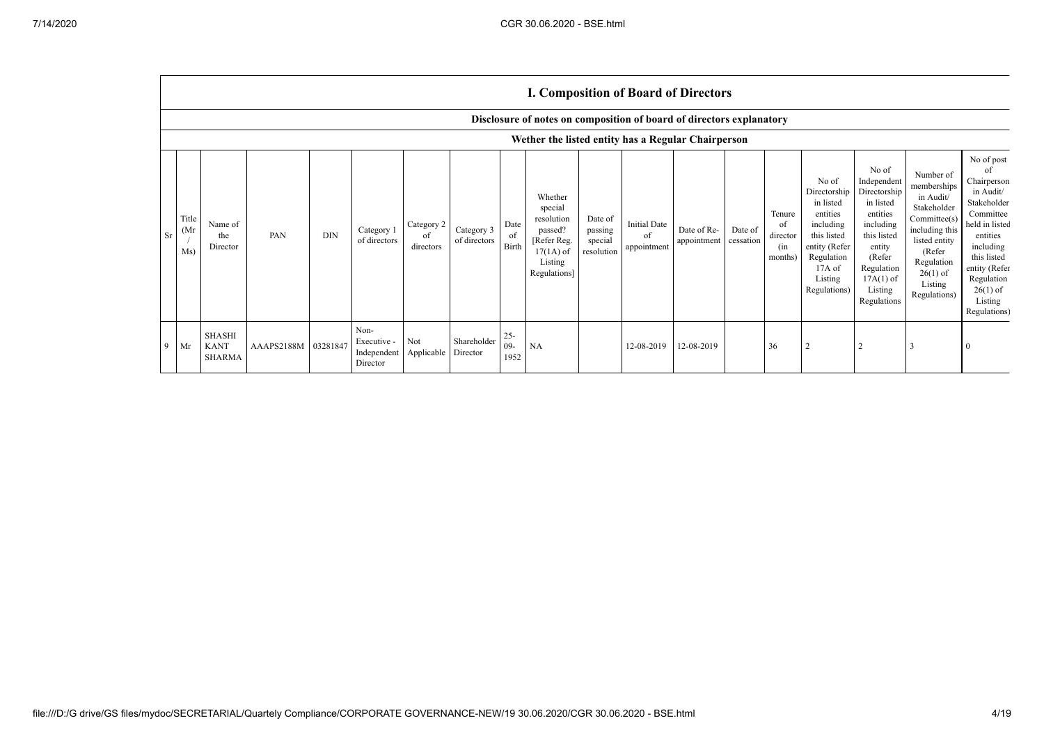## I. Composition of Board of Directors

### Disclosure of notes on composition of board of directors explanatory

### Wether the listed entity has a Regular Chairperson

| Sr | Title (Mr / Ms) | Name of the Director | PAN | DIN | Category 1 of directors | Category 2 of directors | Category 3 of directors | Date of Birth | Whether special resolution passed? [Refer Reg. 17(1A) of Listing Regulations] | Date of passing special resolution | Initial Date of appointment | Date of Re-appointment | Date of cessation | Tenure of director (in months) | No of Directorship in listed entities including this listed entity (Refer Regulation 17A of Listing Regulations) | No of Independent Directorship in listed entities including this listed entity (Refer Regulation 17A(1) of Listing Regulations | Number of memberships in Audit/ Stakeholder Committee(s) including this listed entity (Refer Regulation 26(1) of Listing Regulations) | No of post of Chairperson in Audit/ Stakeholder Committee held in listed entities including this listed entity (Refer Regulation 26(1) of Listing Regulations) |
|---|---|---|---|---|---|---|---|---|---|---|---|---|---|---|---|---|---|---|
| 9 | Mr | SHASHI KANT SHARMA | AAAPS2188M | 03281847 | Non-Executive - Independent Director | Not Applicable | Shareholder Director | 25-09-1952 | NA | | 12-08-2019 | 12-08-2019 | | 36 | 2 | 2 | 3 | 0 |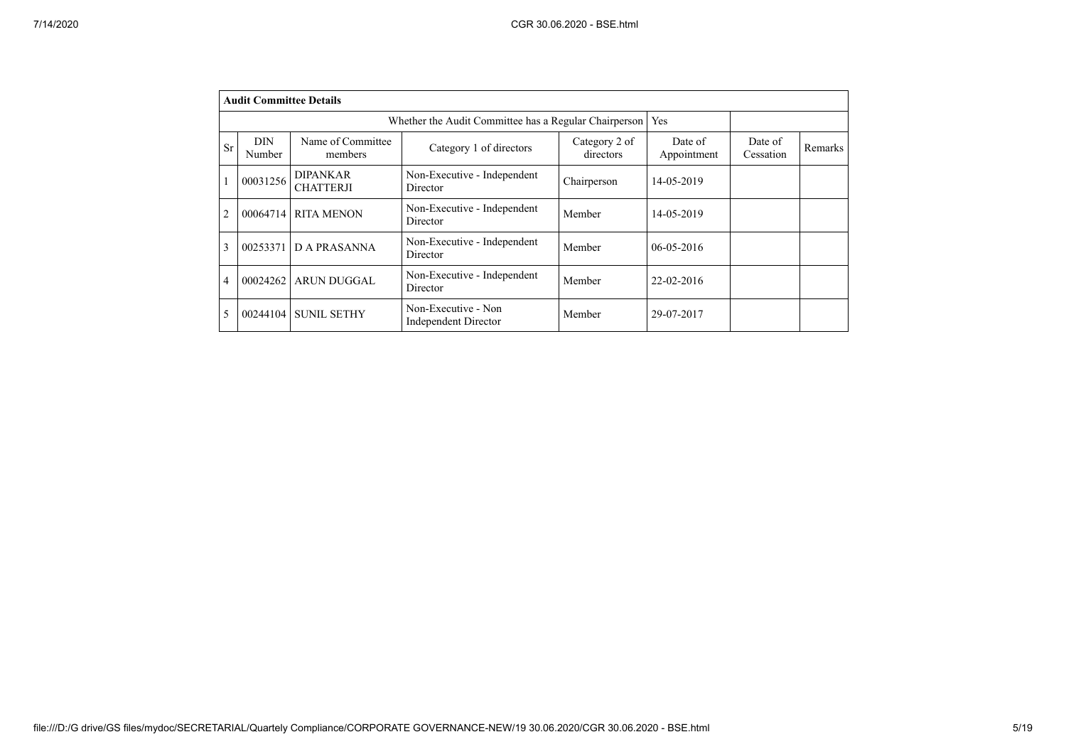| **Audit Committee Details** | | | | | | | |
|---|---|---|---|---|---|---|---|
| Whether the Audit Committee has a Regular Chairperson | | | | | Yes | | |
| Sr | DIN Number | Name of Committee members | Category 1 of directors | Category 2 of directors | Date of Appointment | Date of Cessation | Remarks |
| 1 | 00031256 | DIPANKAR CHATTERJI | Non-Executive - Independent Director | Chairperson | 14-05-2019 | | |
| 2 | 00064714 | RITA MENON | Non-Executive - Independent Director | Member | 14-05-2019 | | |
| 3 | 00253371 | D A PRASANNA | Non-Executive - Independent Director | Member | 06-05-2016 | | |
| 4 | 00024262 | ARUN DUGGAL | Non-Executive - Independent Director | Member | 22-02-2016 | | |
| 5 | 00244104 | SUNIL SETHY | Non-Executive - Non Independent Director | Member | 29-07-2017 | | |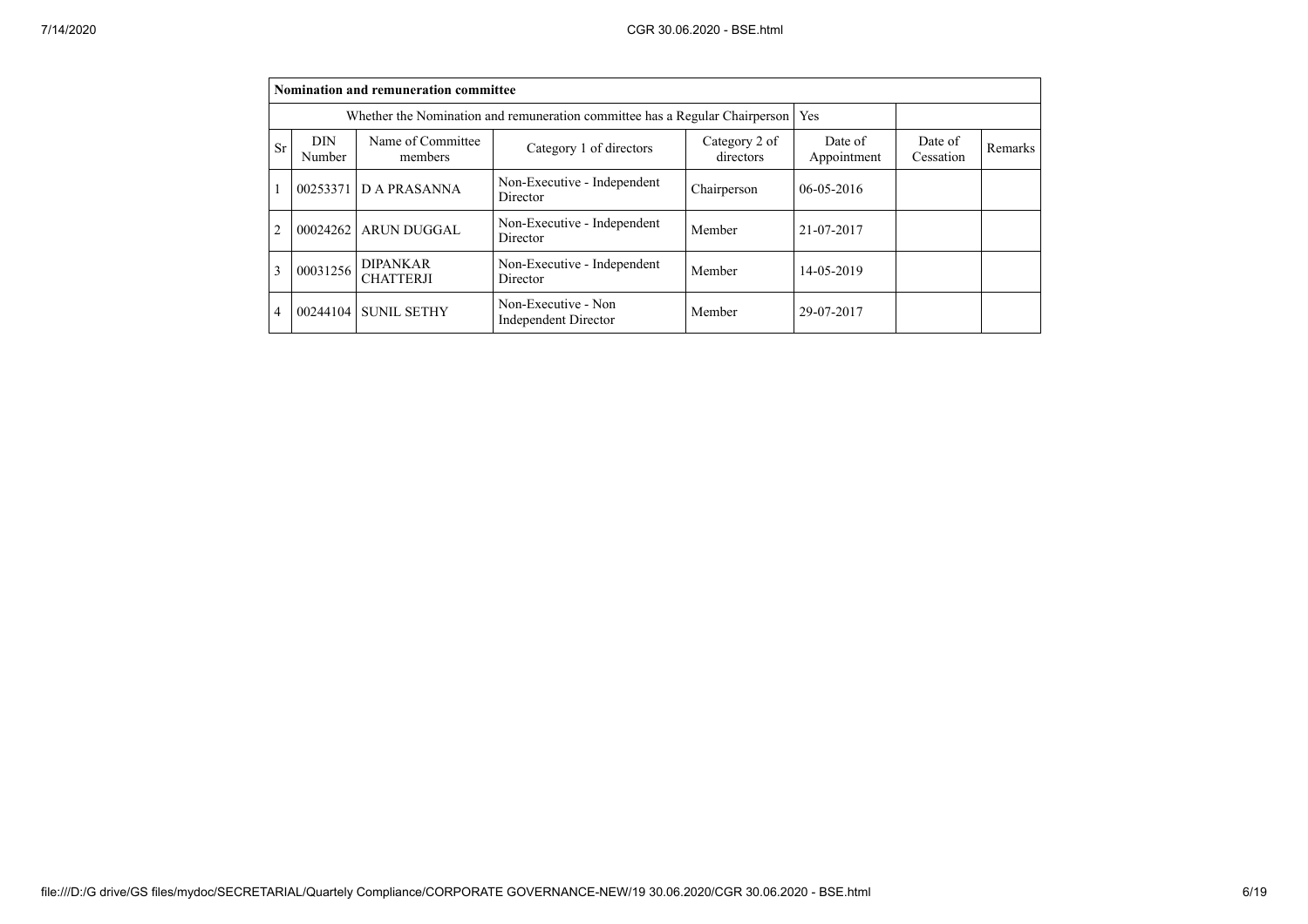| Nomination and remuneration committee | | | | | | | |
|---|---|---|---|---|---|---|---|
| Whether the Nomination and remuneration committee has a Regular Chairperson | | | | | Yes | | |
| Sr | DIN Number | Name of Committee members | Category 1 of directors | Category 2 of directors | Date of Appointment | Date of Cessation | Remarks |
| 1 | 00253371 | D A PRASANNA | Non-Executive - Independent Director | Chairperson | 06-05-2016 | | |
| 2 | 00024262 | ARUN DUGGAL | Non-Executive - Independent Director | Member | 21-07-2017 | | |
| 3 | 00031256 | DIPANKAR CHATTERJI | Non-Executive - Independent Director | Member | 14-05-2019 | | |
| 4 | 00244104 | SUNIL SETHY | Non-Executive - Non Independent Director | Member | 29-07-2017 | | |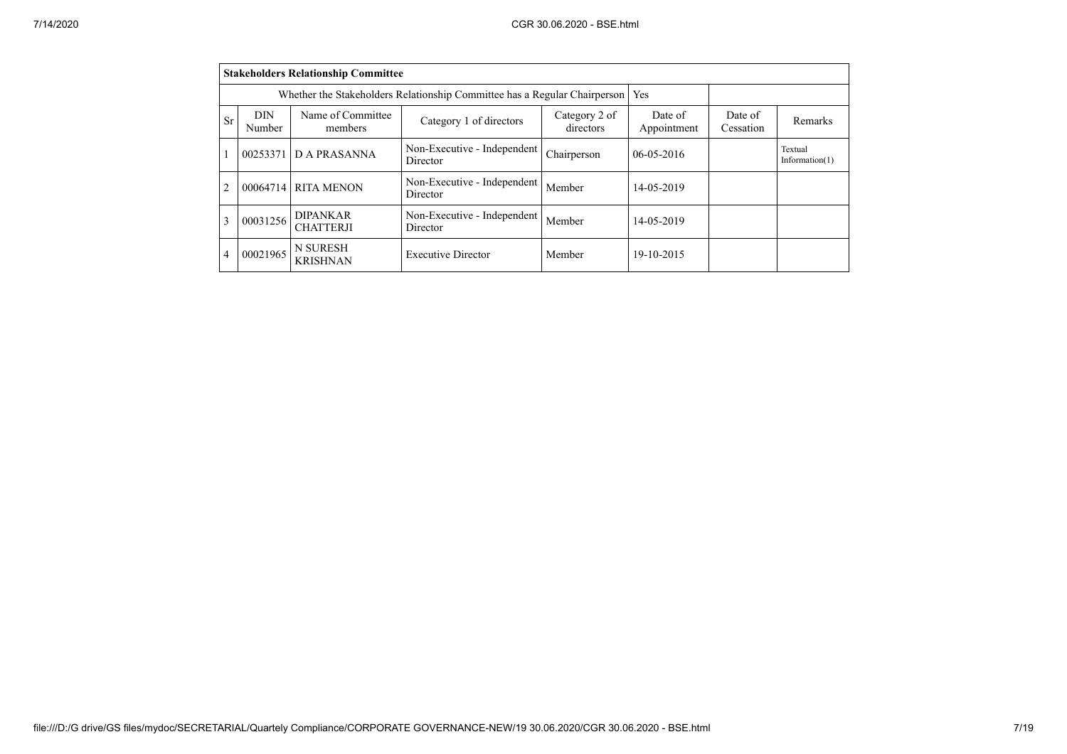| Stakeholders Relationship Committee | | | | | | | |
|---|---|---|---|---|---|---|---|
| Whether the Stakeholders Relationship Committee has a Regular Chairperson | | | | | Yes | | |
| Sr | DIN Number | Name of Committee members | Category 1 of directors | Category 2 of directors | Date of Appointment | Date of Cessation | Remarks |
| 1 | 00253371 | D A PRASANNA | Non-Executive - Independent Director | Chairperson | 06-05-2016 | | Textual Information(1) |
| 2 | 00064714 | RITA MENON | Non-Executive - Independent Director | Member | 14-05-2019 | | |
| 3 | 00031256 | DIPANKAR CHATTERJI | Non-Executive - Independent Director | Member | 14-05-2019 | | |
| 4 | 00021965 | N SURESH KRISHNAN | Executive Director | Member | 19-10-2015 | | |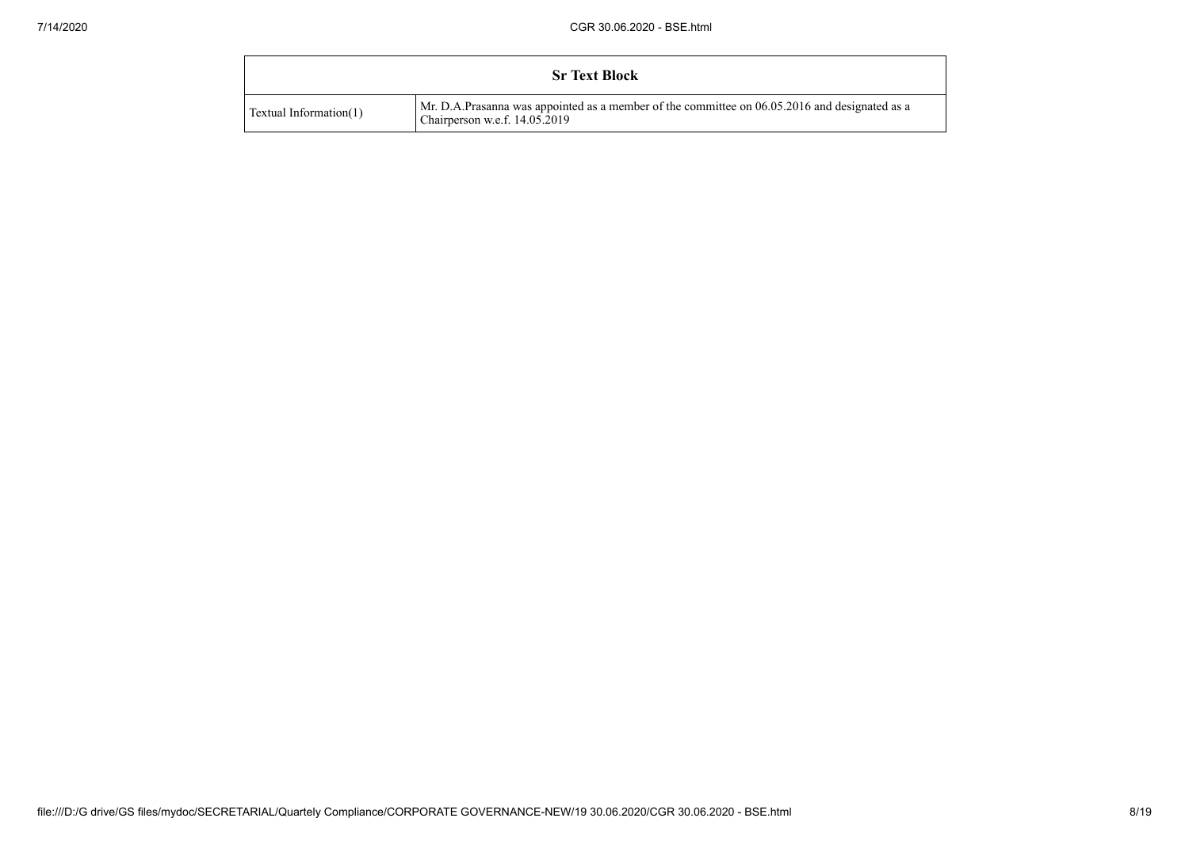| Sr Text Block | |
|---|---|
| Textual Information(1) | Mr. D.A.Prasanna was appointed as a member of the committee on 06.05.2016 and designated as a Chairperson w.e.f. 14.05.2019 |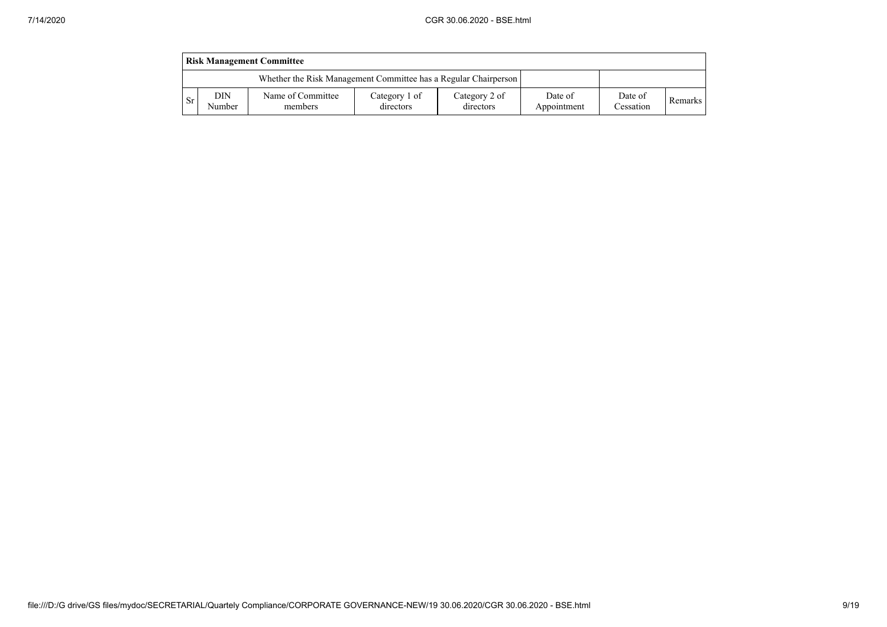| Risk Management Committee | | | | | | | |
|---|---|---|---|---|---|---|---|
| Whether the Risk Management Committee has a Regular Chairperson | | | | | | | |
| Sr | DIN Number | Name of Committee members | Category 1 of directors | Category 2 of directors | Date of Appointment | Date of Cessation | Remarks |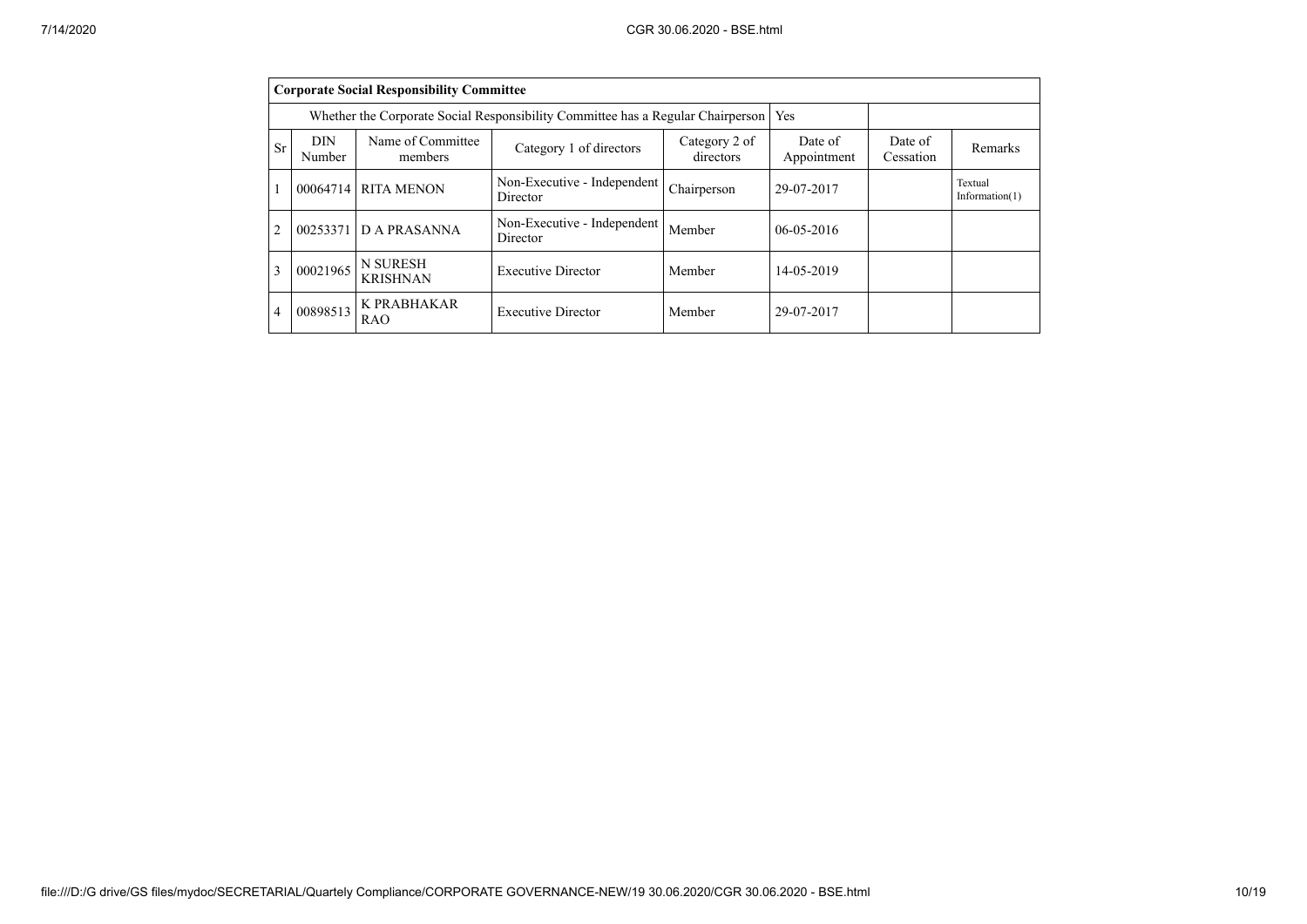| Corporate Social Responsibility Committee | | | | | | | |
|---|---|---|---|---|---|---|---|
| Whether the Corporate Social Responsibility Committee has a Regular Chairperson | | | | | Yes | | |
| Sr | DIN Number | Name of Committee members | Category 1 of directors | Category 2 of directors | Date of Appointment | Date of Cessation | Remarks |
| 1 | 00064714 | RITA MENON | Non-Executive - Independent Director | Chairperson | 29-07-2017 | | Textual Information(1) |
| 2 | 00253371 | D A PRASANNA | Non-Executive - Independent Director | Member | 06-05-2016 | | |
| 3 | 00021965 | N SURESH KRISHNAN | Executive Director | Member | 14-05-2019 | | |
| 4 | 00898513 | K PRABHAKAR RAO | Executive Director | Member | 29-07-2017 | | |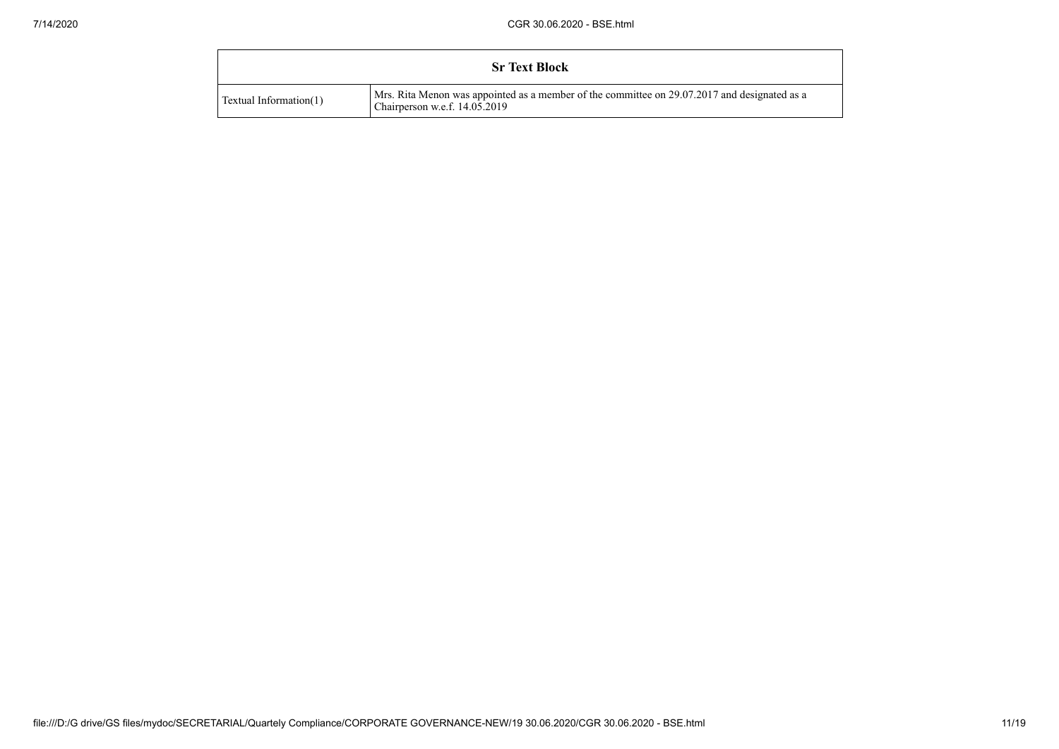| Sr Text Block | |
|---|---|
| Textual Information(1) | Mrs. Rita Menon was appointed as a member of the committee on 29.07.2017 and designated as a Chairperson w.e.f. 14.05.2019 |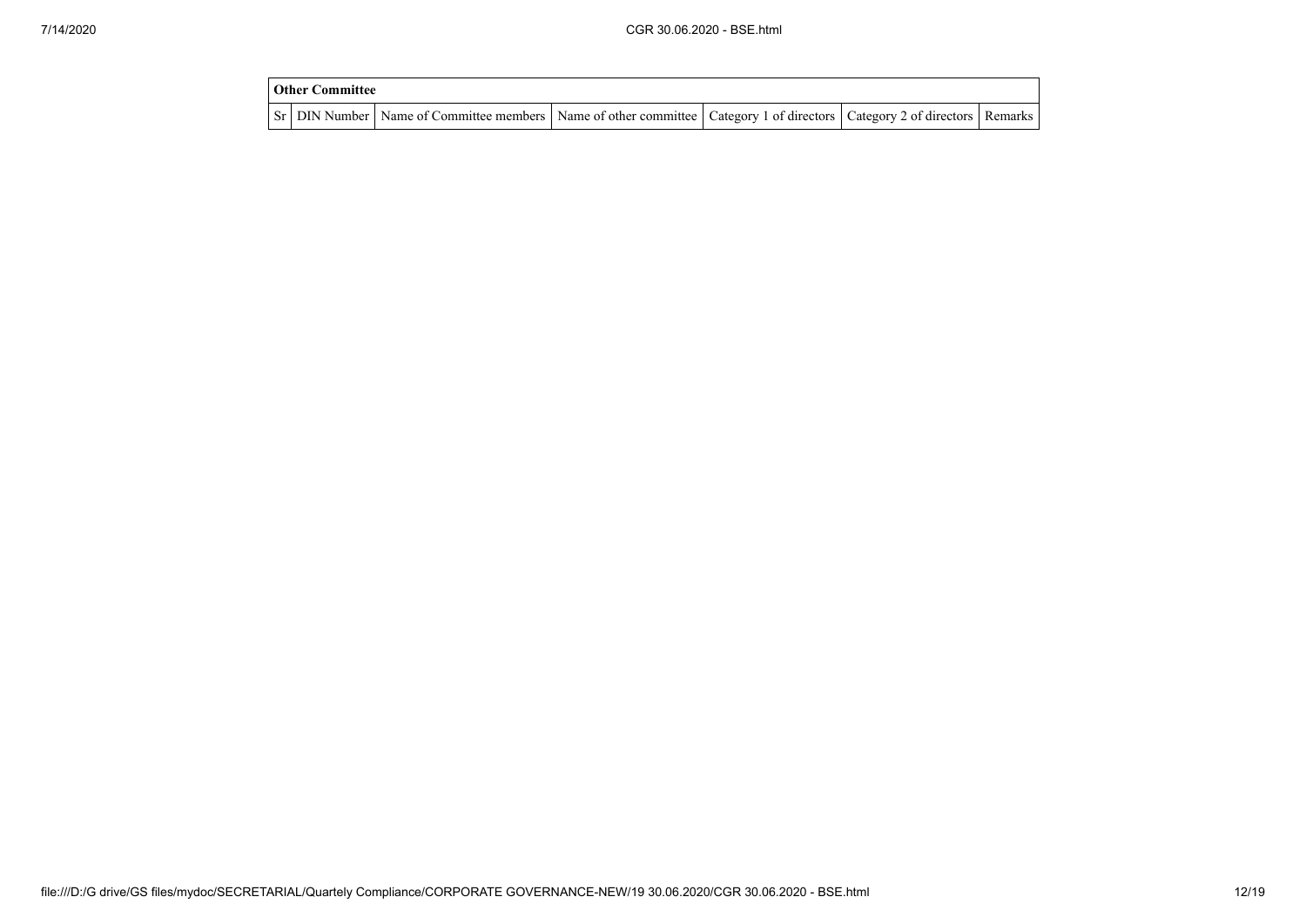| Other Committee | | | | | | |
|---|---|---|---|---|---|---|
| Sr | DIN Number | Name of Committee members | Name of other committee | Category 1 of directors | Category 2 of directors | Remarks |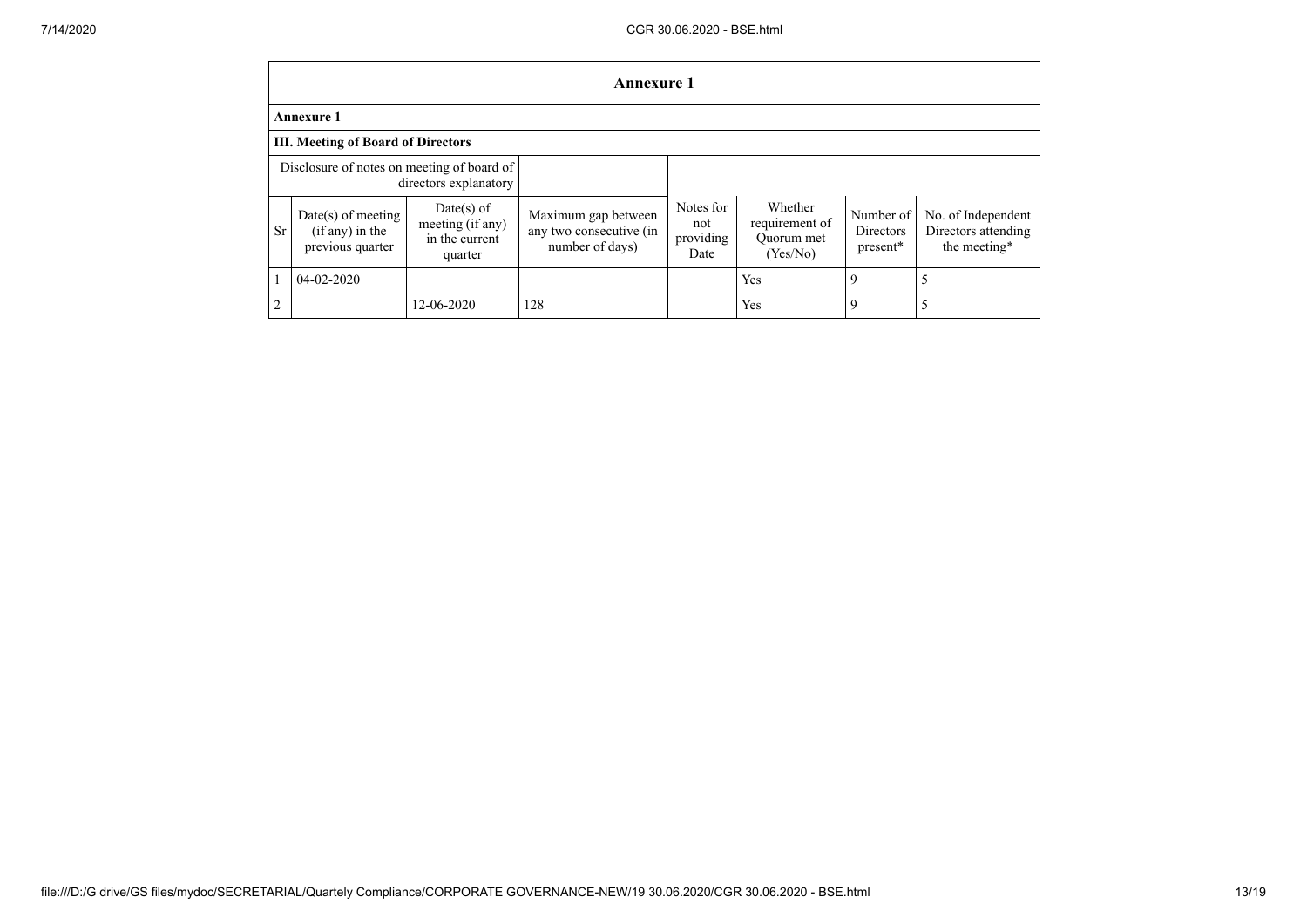## Annexure 1

### Annexure 1

### III. Meeting of Board of Directors

Disclosure of notes on meeting of board of directors explanatory

| Sr | Date(s) of meeting (if any) in the previous quarter | Date(s) of meeting (if any) in the current quarter | Maximum gap between any two consecutive (in number of days) | Notes for not providing Date | Whether requirement of Quorum met (Yes/No) | Number of Directors present* | No. of Independent Directors attending the meeting* |
|---|---|---|---|---|---|---|---|
| 1 | 04-02-2020 | | | | Yes | 9 | 5 |
| 2 | | 12-06-2020 | 128 | | Yes | 9 | 5 |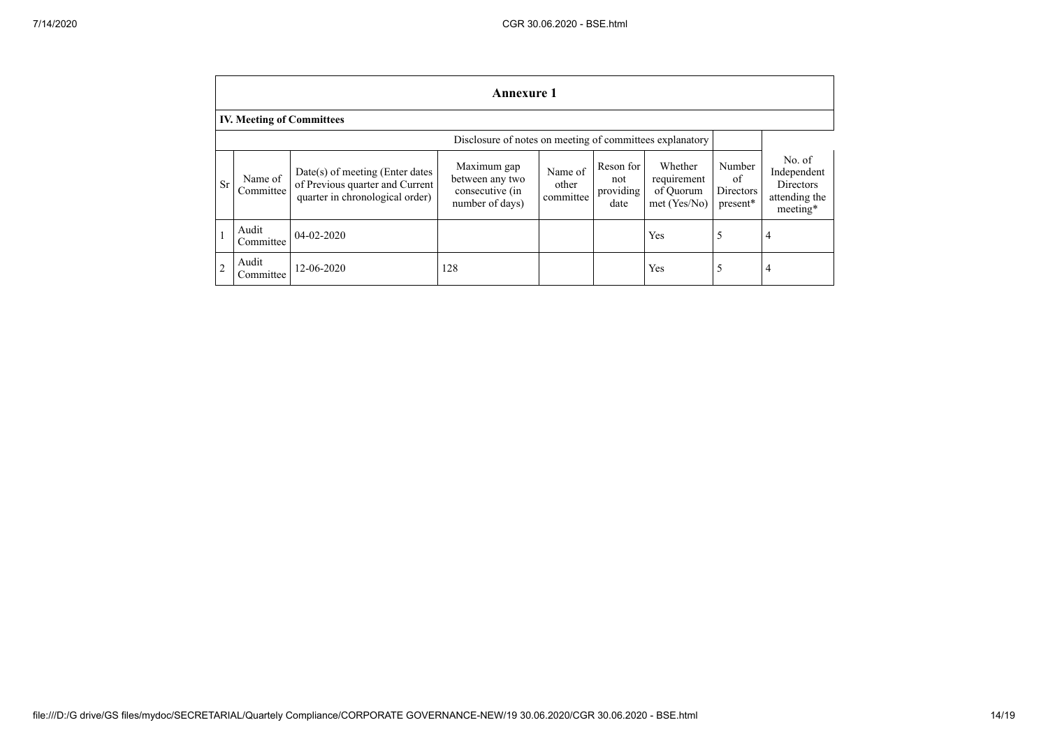## Annexure 1

### IV. Meeting of Committees

Disclosure of notes on meeting of committees explanatory

| Sr | Name of Committee | Date(s) of meeting (Enter dates of Previous quarter and Current quarter in chronological order) | Maximum gap between any two consecutive (in number of days) | Name of other committee | Reson for not providing date | Whether requirement of Quorum met (Yes/No) | Number of Directors present* | No. of Independent Directors attending the meeting* |
|---|---|---|---|---|---|---|---|---|
| 1 | Audit Committee | 04-02-2020 | | | | Yes | 5 | 4 |
| 2 | Audit Committee | 12-06-2020 | 128 | | | Yes | 5 | 4 |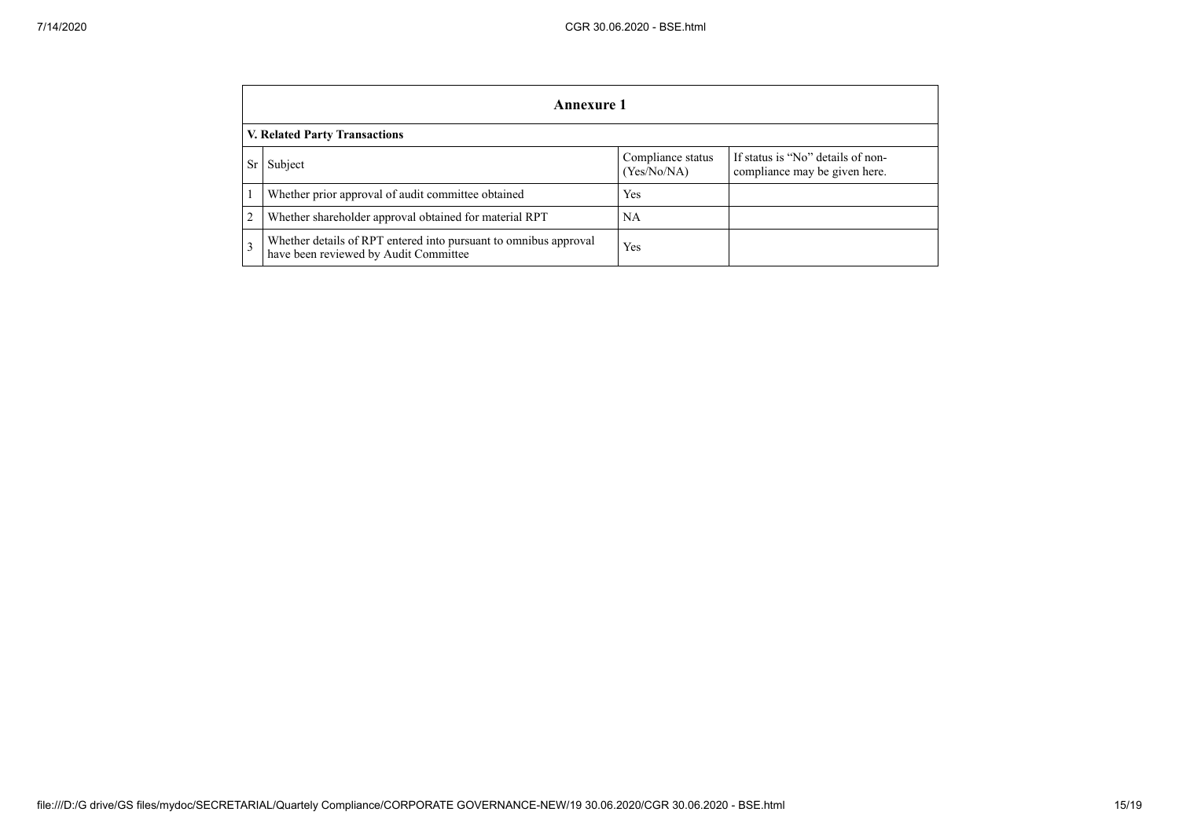| Annexure 1 | | | |
|---|---|---|---|
| **V. Related Party Transactions** | | | |
| Sr | Subject | Compliance status (Yes/No/NA) | If status is "No" details of non-compliance may be given here. |
| 1 | Whether prior approval of audit committee obtained | Yes | |
| 2 | Whether shareholder approval obtained for material RPT | NA | |
| 3 | Whether details of RPT entered into pursuant to omnibus approval have been reviewed by Audit Committee | Yes | |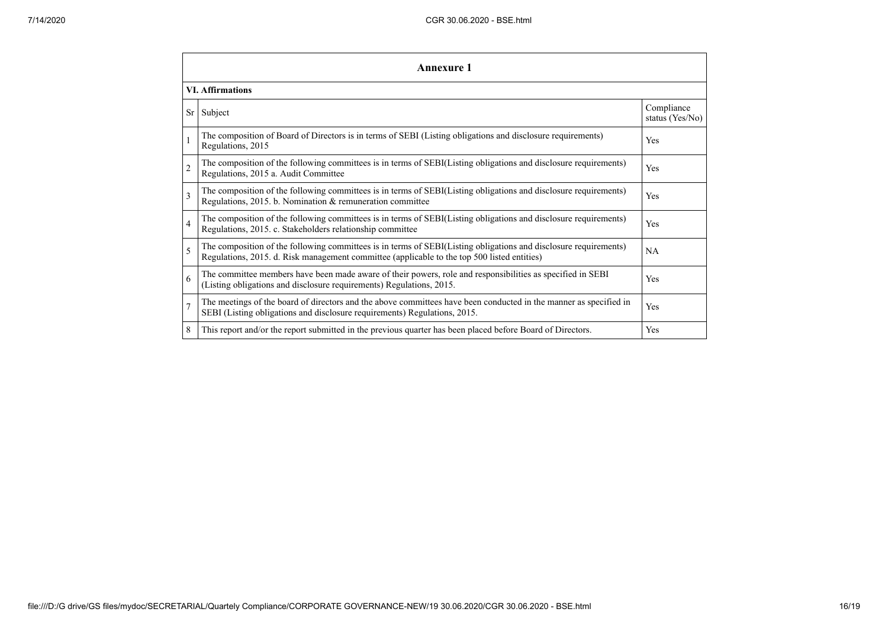## Annexure 1

### VI. Affirmations

| Sr | Subject | Compliance status (Yes/No) |
|---|---|---|
| 1 | The composition of Board of Directors is in terms of SEBI (Listing obligations and disclosure requirements) Regulations, 2015 | Yes |
| 2 | The composition of the following committees is in terms of SEBI(Listing obligations and disclosure requirements) Regulations, 2015 a. Audit Committee | Yes |
| 3 | The composition of the following committees is in terms of SEBI(Listing obligations and disclosure requirements) Regulations, 2015. b. Nomination & remuneration committee | Yes |
| 4 | The composition of the following committees is in terms of SEBI(Listing obligations and disclosure requirements) Regulations, 2015. c. Stakeholders relationship committee | Yes |
| 5 | The composition of the following committees is in terms of SEBI(Listing obligations and disclosure requirements) Regulations, 2015. d. Risk management committee (applicable to the top 500 listed entities) | NA |
| 6 | The committee members have been made aware of their powers, role and responsibilities as specified in SEBI (Listing obligations and disclosure requirements) Regulations, 2015. | Yes |
| 7 | The meetings of the board of directors and the above committees have been conducted in the manner as specified in SEBI (Listing obligations and disclosure requirements) Regulations, 2015. | Yes |
| 8 | This report and/or the report submitted in the previous quarter has been placed before Board of Directors. | Yes |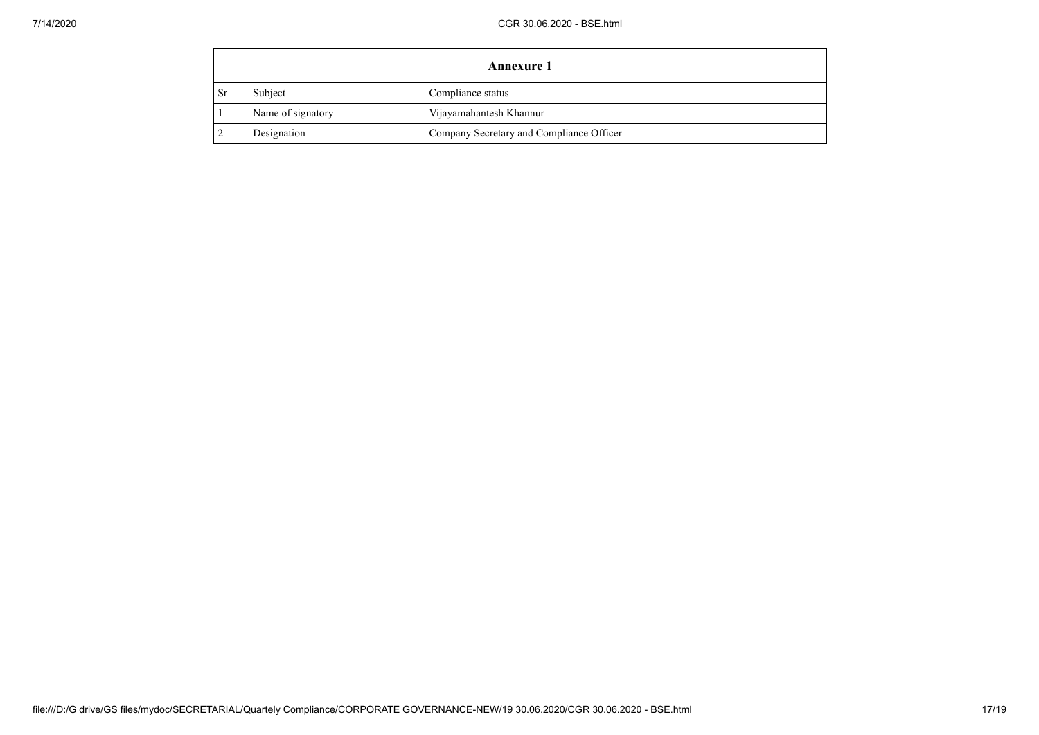| Annexure 1 | | |
|---|---|---|
| Sr | Subject | Compliance status |
| 1 | Name of signatory | Vijayamahantesh Khannur |
| 2 | Designation | Company Secretary and Compliance Officer |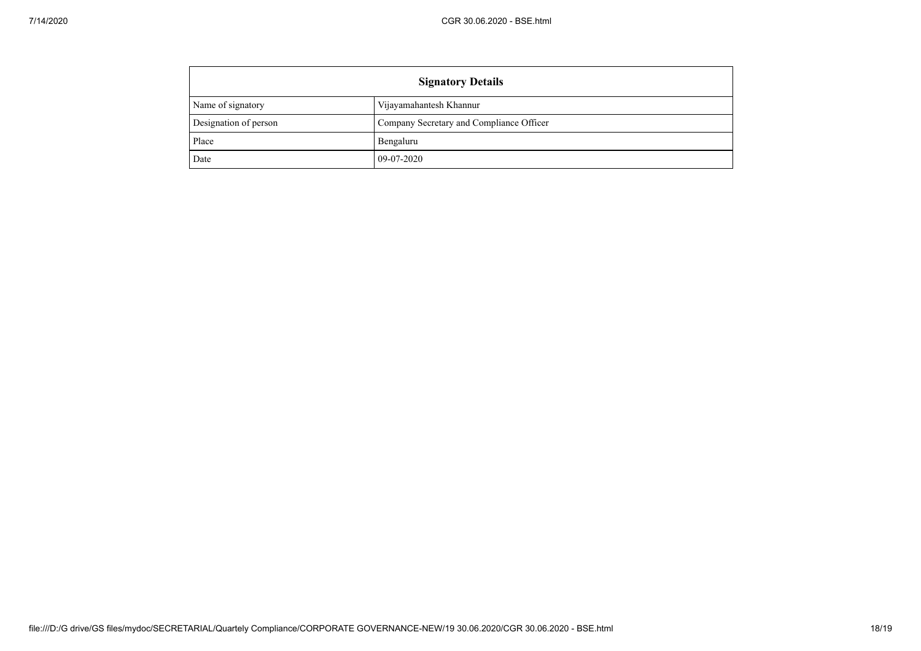| Signatory Details | |
|---|---|
| Name of signatory | Vijayamahantesh Khannur |
| Designation of person | Company Secretary and Compliance Officer |
| Place | Bengaluru |
| Date | 09-07-2020 |